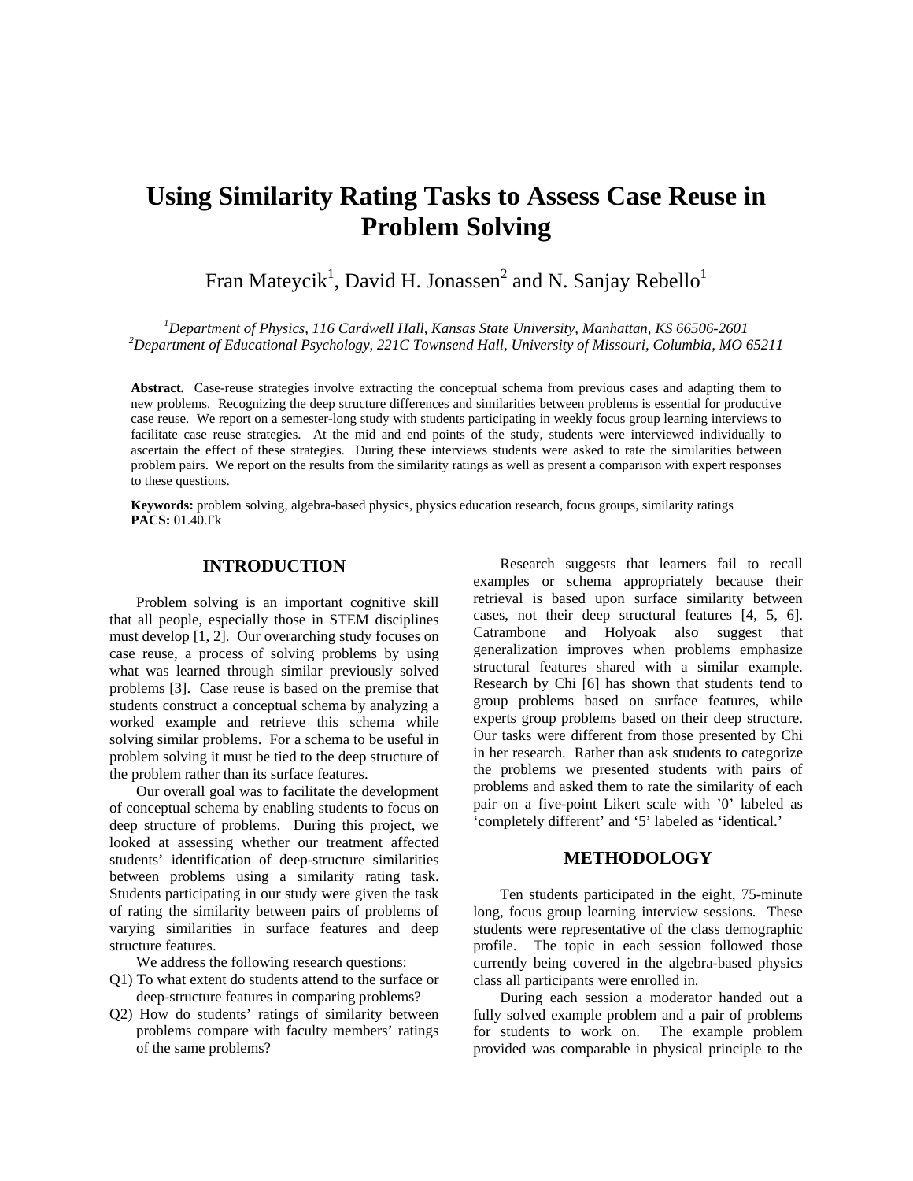# Using Similarity Rating Tasks to Assess Case Reuse in Problem Solving

Fran Mateycik[1], David H. Jonassen[2] and N. Sanjay Rebello[1]

[1]*Department of Physics, 116 Cardwell Hall, Kansas State University, Manhattan, KS 66506-2601*
[2]*Department of Educational Psychology, 221C Townsend Hall, University of Missouri, Columbia, MO 65211*

**Abstract.** Case-reuse strategies involve extracting the conceptual schema from previous cases and adapting them to new problems. Recognizing the deep structure differences and similarities between problems is essential for productive case reuse. We report on a semester-long study with students participating in weekly focus group learning interviews to facilitate case reuse strategies. At the mid and end points of the study, students were interviewed individually to ascertain the effect of these strategies. During these interviews students were asked to rate the similarities between problem pairs. We report on the results from the similarity ratings as well as present a comparison with expert responses to these questions.

**Keywords:** problem solving, algebra-based physics, physics education research, focus groups, similarity ratings
**PACS:** 01.40.Fk

## INTRODUCTION

Problem solving is an important cognitive skill that all people, especially those in STEM disciplines must develop [1, 2]. Our overarching study focuses on case reuse, a process of solving problems by using what was learned through similar previously solved problems [3]. Case reuse is based on the premise that students construct a conceptual schema by analyzing a worked example and retrieve this schema while solving similar problems. For a schema to be useful in problem solving it must be tied to the deep structure of the problem rather than its surface features.

Our overall goal was to facilitate the development of conceptual schema by enabling students to focus on deep structure of problems. During this project, we looked at assessing whether our treatment affected students' identification of deep-structure similarities between problems using a similarity rating task. Students participating in our study were given the task of rating the similarity between pairs of problems of varying similarities in surface features and deep structure features.

We address the following research questions:

Q1) To what extent do students attend to the surface or deep-structure features in comparing problems?

Q2) How do students' ratings of similarity between problems compare with faculty members' ratings of the same problems?

Research suggests that learners fail to recall examples or schema appropriately because their retrieval is based upon surface similarity between cases, not their deep structural features [4, 5, 6]. Catrambone and Holyoak also suggest that generalization improves when problems emphasize structural features shared with a similar example. Research by Chi [6] has shown that students tend to group problems based on surface features, while experts group problems based on their deep structure. Our tasks were different from those presented by Chi in her research. Rather than ask students to categorize the problems we presented students with pairs of problems and asked them to rate the similarity of each pair on a five-point Likert scale with '0' labeled as 'completely different' and '5' labeled as 'identical.'

## METHODOLOGY

Ten students participated in the eight, 75-minute long, focus group learning interview sessions. These students were representative of the class demographic profile. The topic in each session followed those currently being covered in the algebra-based physics class all participants were enrolled in.

During each session a moderator handed out a fully solved example problem and a pair of problems for students to work on. The example problem provided was comparable in physical principle to the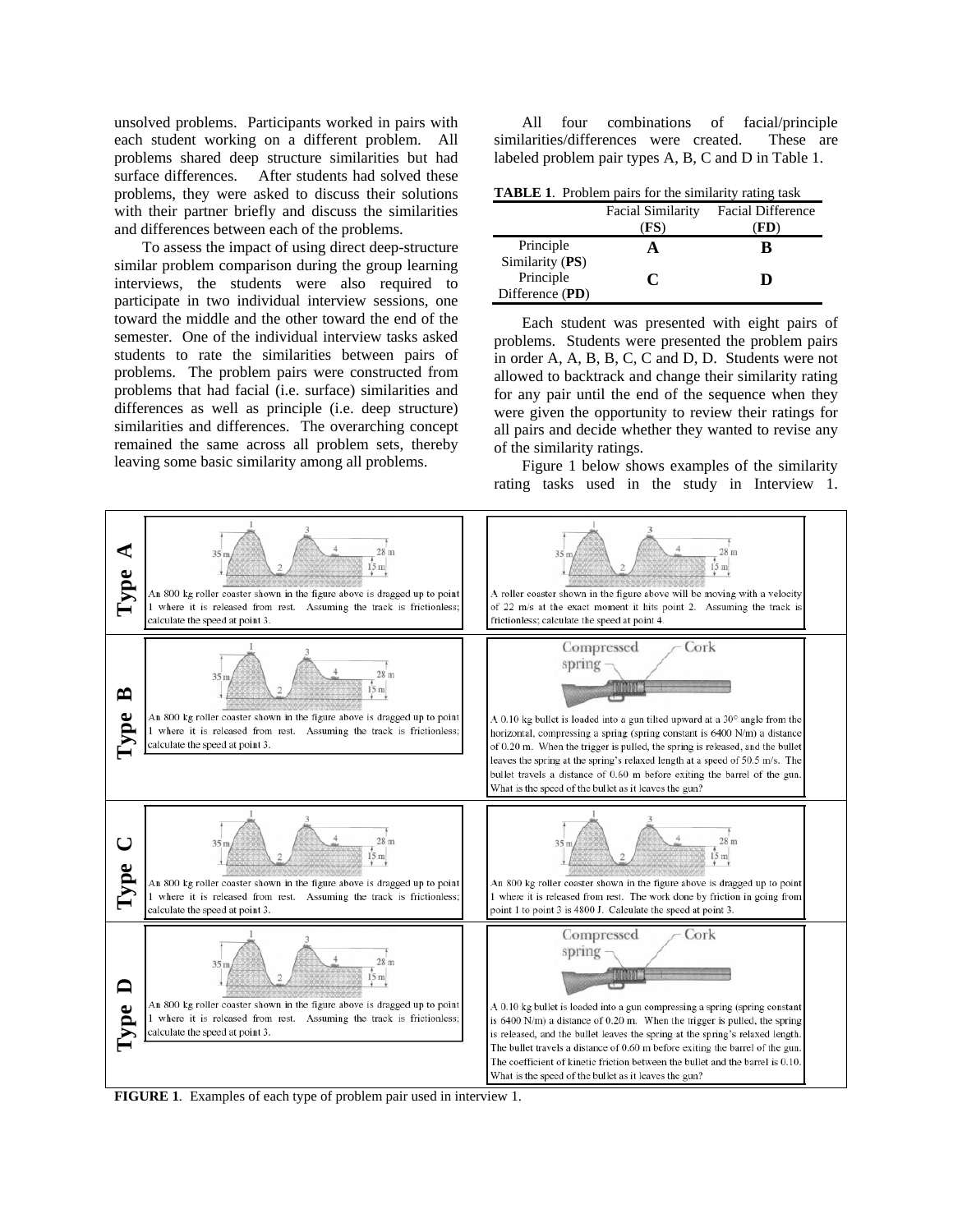unsolved problems. Participants worked in pairs with each student working on a different problem. All problems shared deep structure similarities but had surface differences. After students had solved these problems, they were asked to discuss their solutions with their partner briefly and discuss the similarities and differences between each of the problems.

To assess the impact of using direct deep-structure similar problem comparison during the group learning interviews, the students were also required to participate in two individual interview sessions, one toward the middle and the other toward the end of the semester. One of the individual interview tasks asked students to rate the similarities between pairs of problems. The problem pairs were constructed from problems that had facial (i.e. surface) similarities and differences as well as principle (i.e. deep structure) similarities and differences. The overarching concept remained the same across all problem sets, thereby leaving some basic similarity among all problems.

All four combinations of facial/principle similarities/differences were created. These are labeled problem pair types A, B, C and D in Table 1.

**TABLE 1**. Problem pairs for the similarity rating task

| | Facial Similarity (**FS**) | Facial Difference (**FD**) |
|---|---|---|
| Principle Similarity (**PS**) | **A** | **B** |
| Principle Difference (**PD**) | **C** | **D** |

Each student was presented with eight pairs of problems. Students were presented the problem pairs in order A, A, B, B, C, C and D, D. Students were not allowed to backtrack and change their similarity rating for any pair until the end of the sequence when they were given the opportunity to review their ratings for all pairs and decide whether they wanted to revise any of the similarity ratings.

Figure 1 below shows examples of the similarity rating tasks used in the study in Interview 1.

| | Problem 1 | Problem 2 |
|---|---|---|
| **Type A** | An 800 kg roller coaster shown in the figure above is dragged up to point 1 where it is released from rest. Assuming the track is frictionless; calculate the speed at point 3. | A roller coaster shown in the figure above will be moving with a velocity of 22 m/s at the exact moment it hits point 2. Assuming the track is frictionless; calculate the speed at point 4. |
| **Type B** | An 800 kg roller coaster shown in the figure above is dragged up to point 1 where it is released from rest. Assuming the track is frictionless; calculate the speed at point 3. | A 0.10 kg bullet is loaded into a gun tilted upward at a 30° angle from the horizontal, compressing a spring (spring constant is 6400 N/m) a distance of 0.20 m. When the trigger is pulled, the spring is released, and the bullet leaves the spring at the spring's relaxed length at a speed of 50.5 m/s. The bullet travels a distance of 0.60 m before exiting the barrel of the gun. What is the speed of the bullet as it leaves the gun? |
| **Type C** | An 800 kg roller coaster shown in the figure above is dragged up to point 1 where it is released from rest. Assuming the track is frictionless; calculate the speed at point 3. | An 800 kg roller coaster shown in the figure above is dragged up to point 1 where it is released from rest. The work done by friction in going from point 1 to point 3 is 4800 J. Calculate the speed at point 3. |
| **Type D** | An 800 kg roller coaster shown in the figure above is dragged up to point 1 where it is released from rest. Assuming the track is frictionless; calculate the speed at point 3. | A 0.10 kg bullet is loaded into a gun compressing a spring (spring constant is 6400 N/m) a distance of 0.20 m. When the trigger is pulled, the spring is released, and the bullet leaves the spring at the spring's relaxed length. The bullet travels a distance of 0.60 m before exiting the barrel of the gun. The coefficient of kinetic friction between the bullet and the barrel is 0.10. What is the speed of the bullet as it leaves the gun? |

**FIGURE 1**. Examples of each type of problem pair used in interview 1.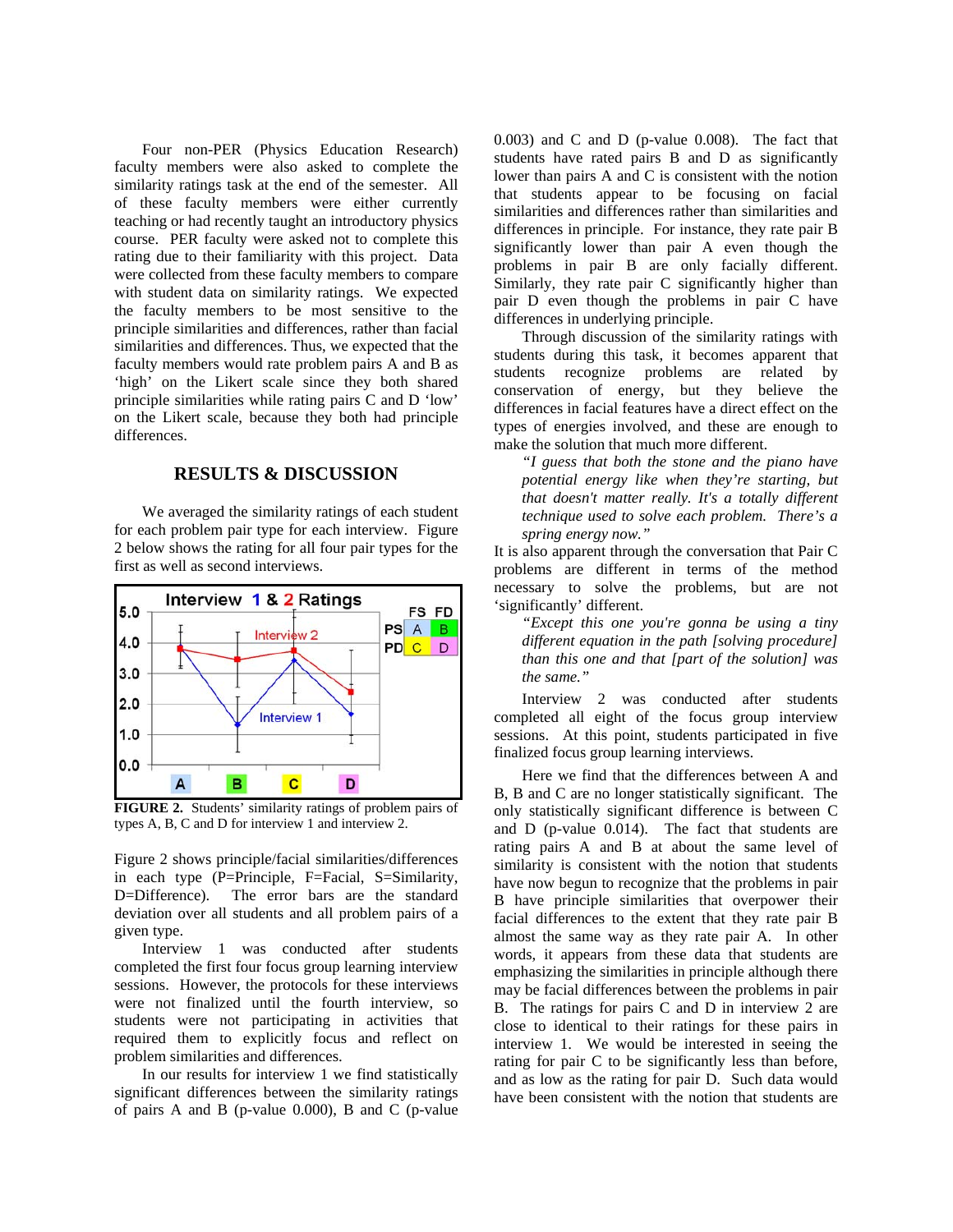Four non-PER (Physics Education Research) faculty members were also asked to complete the similarity ratings task at the end of the semester. All of these faculty members were either currently teaching or had recently taught an introductory physics course. PER faculty were asked not to complete this rating due to their familiarity with this project. Data were collected from these faculty members to compare with student data on similarity ratings. We expected the faculty members to be most sensitive to the principle similarities and differences, rather than facial similarities and differences. Thus, we expected that the faculty members would rate problem pairs A and B as 'high' on the Likert scale since they both shared principle similarities while rating pairs C and D 'low' on the Likert scale, because they both had principle differences.

## RESULTS & DISCUSSION

We averaged the similarity ratings of each student for each problem pair type for each interview. Figure 2 below shows the rating for all four pair types for the first as well as second interviews.

Interview 1 & 2 Ratings

5.0
4.0
3.0
2.0
1.0
0.0

Interview 2

Interview 1

A B C D

FS FD
PS A B
PD C D

**FIGURE 2.** Students' similarity ratings of problem pairs of types A, B, C and D for interview 1 and interview 2.

Figure 2 shows principle/facial similarities/differences in each type (P=Principle, F=Facial, S=Similarity, D=Difference). The error bars are the standard deviation over all students and all problem pairs of a given type.

Interview 1 was conducted after students completed the first four focus group learning interview sessions. However, the protocols for these interviews were not finalized until the fourth interview, so students were not participating in activities that required them to explicitly focus and reflect on problem similarities and differences.

In our results for interview 1 we find statistically significant differences between the similarity ratings of pairs A and B (p-value 0.000), B and C (p-value 0.003) and C and D (p-value 0.008). The fact that students have rated pairs B and D as significantly lower than pairs A and C is consistent with the notion that students appear to be focusing on facial similarities and differences rather than similarities and differences in principle. For instance, they rate pair B significantly lower than pair A even though the problems in pair B are only facially different. Similarly, they rate pair C significantly higher than pair D even though the problems in pair C have differences in underlying principle.

Through discussion of the similarity ratings with students during this task, it becomes apparent that students recognize problems are related by conservation of energy, but they believe the differences in facial features have a direct effect on the types of energies involved, and these are enough to make the solution that much more different.

> *"I guess that both the stone and the piano have potential energy like when they're starting, but that doesn't matter really. It's a totally different technique used to solve each problem. There's a spring energy now."*

It is also apparent through the conversation that Pair C problems are different in terms of the method necessary to solve the problems, but are not 'significantly' different.

> *"Except this one you're gonna be using a tiny different equation in the path [solving procedure] than this one and that [part of the solution] was the same."*

Interview 2 was conducted after students completed all eight of the focus group interview sessions. At this point, students participated in five finalized focus group learning interviews.

Here we find that the differences between A and B, B and C are no longer statistically significant. The only statistically significant difference is between C and D (p-value 0.014). The fact that students are rating pairs A and B at about the same level of similarity is consistent with the notion that students have now begun to recognize that the problems in pair B have principle similarities that overpower their facial differences to the extent that they rate pair B almost the same way as they rate pair A. In other words, it appears from these data that students are emphasizing the similarities in principle although there may be facial differences between the problems in pair B. The ratings for pairs C and D in interview 2 are close to identical to their ratings for these pairs in interview 1. We would be interested in seeing the rating for pair C to be significantly less than before, and as low as the rating for pair D. Such data would have been consistent with the notion that students are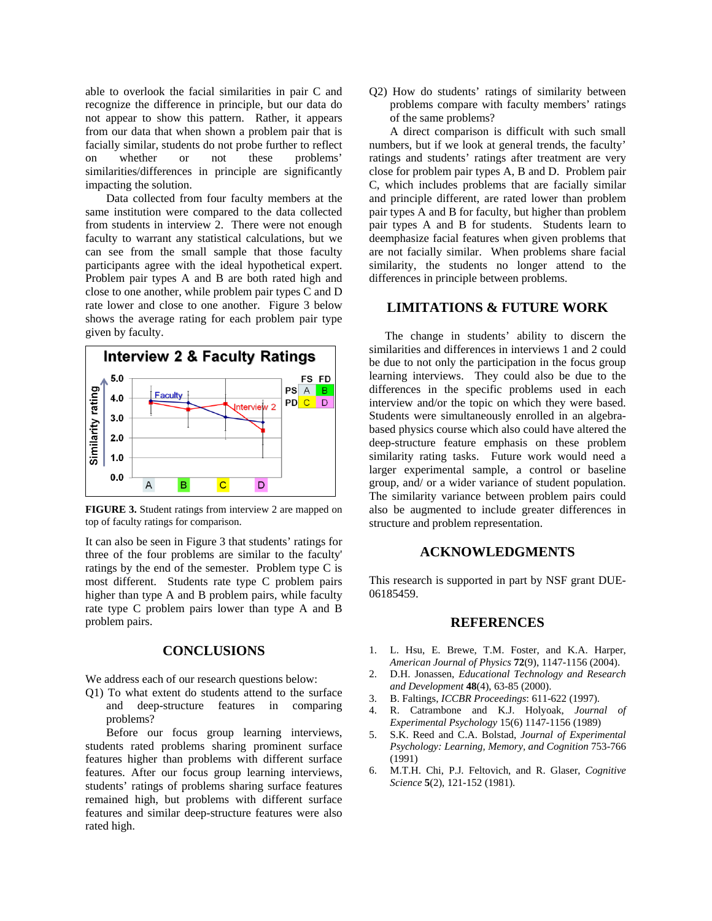able to overlook the facial similarities in pair C and recognize the difference in principle, but our data do not appear to show this pattern. Rather, it appears from our data that when shown a problem pair that is facially similar, students do not probe further to reflect on whether or not these problems' similarities/differences in principle are significantly impacting the solution.

Data collected from four faculty members at the same institution were compared to the data collected from students in interview 2. There were not enough faculty to warrant any statistical calculations, but we can see from the small sample that those faculty participants agree with the ideal hypothetical expert. Problem pair types A and B are both rated high and close to one another, while problem pair types C and D rate lower and close to one another. Figure 3 below shows the average rating for each problem pair type given by faculty.

Interview 2 & Faculty Ratings

Similarity rating

5.0
4.0
3.0
2.0
1.0
0.0

Faculty

Interview 2

A B C D

FS FD
PS A B
PD C D

**FIGURE 3.** Student ratings from interview 2 are mapped on top of faculty ratings for comparison.

It can also be seen in Figure 3 that students' ratings for three of the four problems are similar to the faculty' ratings by the end of the semester. Problem type C is most different. Students rate type C problem pairs higher than type A and B problem pairs, while faculty rate type C problem pairs lower than type A and B problem pairs.

## CONCLUSIONS

We address each of our research questions below:

Q1) To what extent do students attend to the surface and deep-structure features in comparing problems?

Before our focus group learning interviews, students rated problems sharing prominent surface features higher than problems with different surface features. After our focus group learning interviews, students' ratings of problems sharing surface features remained high, but problems with different surface features and similar deep-structure features were also rated high.

Q2) How do students' ratings of similarity between problems compare with faculty members' ratings of the same problems?

A direct comparison is difficult with such small numbers, but if we look at general trends, the faculty' ratings and students' ratings after treatment are very close for problem pair types A, B and D. Problem pair C, which includes problems that are facially similar and principle different, are rated lower than problem pair types A and B for faculty, but higher than problem pair types A and B for students. Students learn to deemphasize facial features when given problems that are not facially similar. When problems share facial similarity, the students no longer attend to the differences in principle between problems.

## LIMITATIONS & FUTURE WORK

The change in students' ability to discern the similarities and differences in interviews 1 and 2 could be due to not only the participation in the focus group learning interviews. They could also be due to the differences in the specific problems used in each interview and/or the topic on which they were based. Students were simultaneously enrolled in an algebra-based physics course which also could have altered the deep-structure feature emphasis on these problem similarity rating tasks. Future work would need a larger experimental sample, a control or baseline group, and/ or a wider variance of student population. The similarity variance between problem pairs could also be augmented to include greater differences in structure and problem representation.

## ACKNOWLEDGMENTS

This research is supported in part by NSF grant DUE-06185459.

## REFERENCES

1. L. Hsu, E. Brewe, T.M. Foster, and K.A. Harper, *American Journal of Physics* **72**(9), 1147-1156 (2004).
2. D.H. Jonassen, *Educational Technology and Research and Development* **48**(4), 63-85 (2000).
3. B. Faltings, *ICCBR Proceedings*: 611-622 (1997).
4. R. Catrambone and K.J. Holyoak, *Journal of Experimental Psychology* 15(6) 1147-1156 (1989)
5. S.K. Reed and C.A. Bolstad, *Journal of Experimental Psychology: Learning, Memory, and Cognition* 753-766 (1991)
6. M.T.H. Chi, P.J. Feltovich, and R. Glaser, *Cognitive Science* **5**(2), 121-152 (1981).